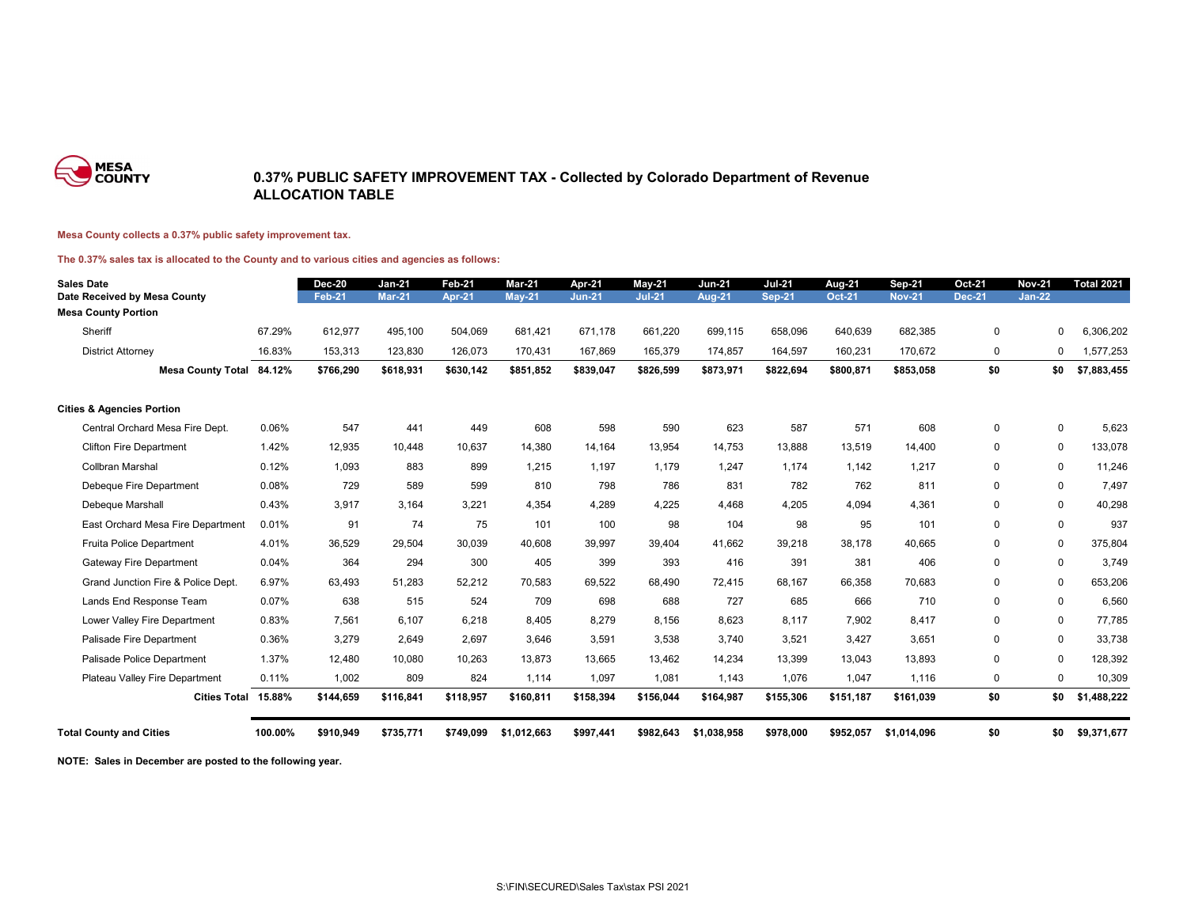MESA COUNTY

# 0.37% PUBLIC SAFETY IMPROVEMENT TAX - Collected by Colorado Department of Revenue
## ALLOCATION TABLE

**Mesa County collects a 0.37% public safety improvement tax.**

**The 0.37% sales tax is allocated to the County and to various cities and agencies as follows:**

| **Sales Date** | | **Dec-20** | **Jan-21** | **Feb-21** | **Mar-21** | **Apr-21** | **May-21** | **Jun-21** | **Jul-21** | **Aug-21** | **Sep-21** | **Oct-21** | **Nov-21** | **Total 2021** |
|---|---|---|---|---|---|---|---|---|---|---|---|---|---|---|
| **Date Received by Mesa County** | | **Feb-21** | **Mar-21** | **Apr-21** | **May-21** | **Jun-21** | **Jul-21** | **Aug-21** | **Sep-21** | **Oct-21** | **Nov-21** | **Dec-21** | **Jan-22** | |
| **Mesa County Portion** | | | | | | | | | | | | | | |
| Sheriff | 67.29% | 612,977 | 495,100 | 504,069 | 681,421 | 671,178 | 661,220 | 699,115 | 658,096 | 640,639 | 682,385 | 0 | 0 | 6,306,202 |
| District Attorney | 16.83% | 153,313 | 123,830 | 126,073 | 170,431 | 167,869 | 165,379 | 174,857 | 164,597 | 160,231 | 170,672 | 0 | 0 | 1,577,253 |
| **Mesa County Total** | **84.12%** | **$766,290** | **$618,931** | **$630,142** | **$851,852** | **$839,047** | **$826,599** | **$873,971** | **$822,694** | **$800,871** | **$853,058** | **$0** | **$0** | **$7,883,455** |
| **Cities & Agencies Portion** | | | | | | | | | | | | | | |
| Central Orchard Mesa Fire Dept. | 0.06% | 547 | 441 | 449 | 608 | 598 | 590 | 623 | 587 | 571 | 608 | 0 | 0 | 5,623 |
| Clifton Fire Department | 1.42% | 12,935 | 10,448 | 10,637 | 14,380 | 14,164 | 13,954 | 14,753 | 13,888 | 13,519 | 14,400 | 0 | 0 | 133,078 |
| Collbran Marshal | 0.12% | 1,093 | 883 | 899 | 1,215 | 1,197 | 1,179 | 1,247 | 1,174 | 1,142 | 1,217 | 0 | 0 | 11,246 |
| Debeque Fire Department | 0.08% | 729 | 589 | 599 | 810 | 798 | 786 | 831 | 782 | 762 | 811 | 0 | 0 | 7,497 |
| Debeque Marshall | 0.43% | 3,917 | 3,164 | 3,221 | 4,354 | 4,289 | 4,225 | 4,468 | 4,205 | 4,094 | 4,361 | 0 | 0 | 40,298 |
| East Orchard Mesa Fire Department | 0.01% | 91 | 74 | 75 | 101 | 100 | 98 | 104 | 98 | 95 | 101 | 0 | 0 | 937 |
| Fruita Police Department | 4.01% | 36,529 | 29,504 | 30,039 | 40,608 | 39,997 | 39,404 | 41,662 | 39,218 | 38,178 | 40,665 | 0 | 0 | 375,804 |
| Gateway Fire Department | 0.04% | 364 | 294 | 300 | 405 | 399 | 393 | 416 | 391 | 381 | 406 | 0 | 0 | 3,749 |
| Grand Junction Fire & Police Dept. | 6.97% | 63,493 | 51,283 | 52,212 | 70,583 | 69,522 | 68,490 | 72,415 | 68,167 | 66,358 | 70,683 | 0 | 0 | 653,206 |
| Lands End Response Team | 0.07% | 638 | 515 | 524 | 709 | 698 | 688 | 727 | 685 | 666 | 710 | 0 | 0 | 6,560 |
| Lower Valley Fire Department | 0.83% | 7,561 | 6,107 | 6,218 | 8,405 | 8,279 | 8,156 | 8,623 | 8,117 | 7,902 | 8,417 | 0 | 0 | 77,785 |
| Palisade Fire Department | 0.36% | 3,279 | 2,649 | 2,697 | 3,646 | 3,591 | 3,538 | 3,740 | 3,521 | 3,427 | 3,651 | 0 | 0 | 33,738 |
| Palisade Police Department | 1.37% | 12,480 | 10,080 | 10,263 | 13,873 | 13,665 | 13,462 | 14,234 | 13,399 | 13,043 | 13,893 | 0 | 0 | 128,392 |
| Plateau Valley Fire Department | 0.11% | 1,002 | 809 | 824 | 1,114 | 1,097 | 1,081 | 1,143 | 1,076 | 1,047 | 1,116 | 0 | 0 | 10,309 |
| **Cities Total** | **15.88%** | **$144,659** | **$116,841** | **$118,957** | **$160,811** | **$158,394** | **$156,044** | **$164,987** | **$155,306** | **$151,187** | **$161,039** | **$0** | **$0** | **$1,488,222** |
| **Total County and Cities** | **100.00%** | **$910,949** | **$735,771** | **$749,099** | **$1,012,663** | **$997,441** | **$982,643** | **$1,038,958** | **$978,000** | **$952,057** | **$1,014,096** | **$0** | **$0** | **$9,371,677** |

**NOTE: Sales in December are posted to the following year.**

S:\FIN\SECURED\Sales Tax\stax PSI 2021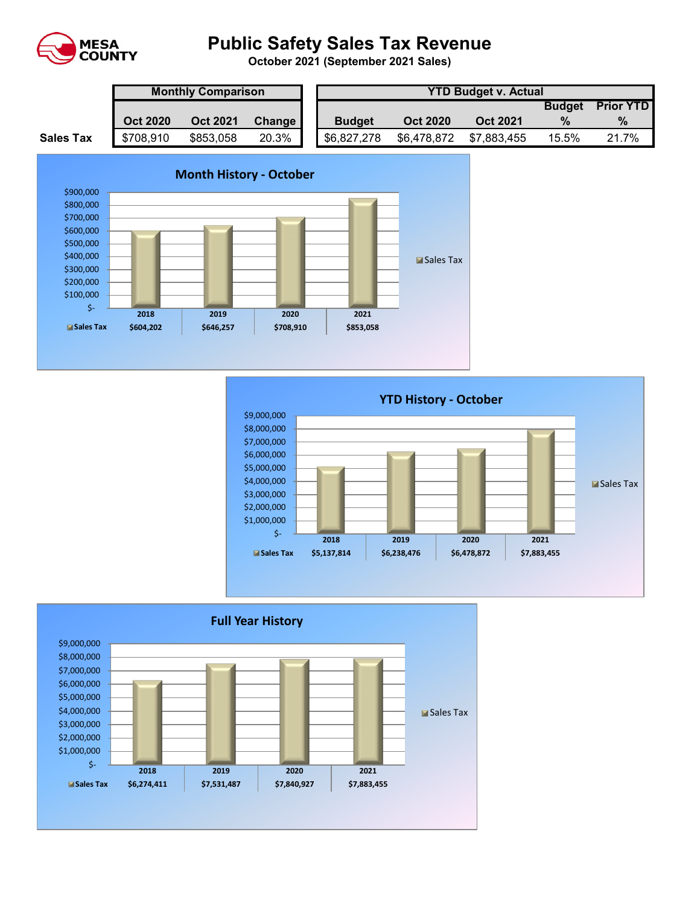MESA COUNTY

# Public Safety Sales Tax Revenue

**October 2021 (September 2021 Sales)**

| | Monthly Comparison | | | YTD Budget v. Actual | | | | |
|---|---|---|---|---|---|---|---|---|
| | Oct 2020 | Oct 2021 | Change | Budget | Oct 2020 | Oct 2021 | Budget % | Prior YTD % |
| **Sales Tax** | $708,910 | $853,058 | 20.3% | $6,827,278 | $6,478,872 | $7,883,455 | 15.5% | 21.7% |

## Month History - October

| | 2018 | 2019 | 2020 | 2021 |
|---|---|---|---|---|
| Sales Tax | $604,202 | $646,257 | $708,910 | $853,058 |

## YTD History - October

| | 2018 | 2019 | 2020 | 2021 |
|---|---|---|---|---|
| Sales Tax | $5,137,814 | $6,238,476 | $6,478,872 | $7,883,455 |

## Full Year History

| | 2018 | 2019 | 2020 | 2021 |
|---|---|---|---|---|
| Sales Tax | $6,274,411 | $7,531,487 | $7,840,927 | $7,883,455 |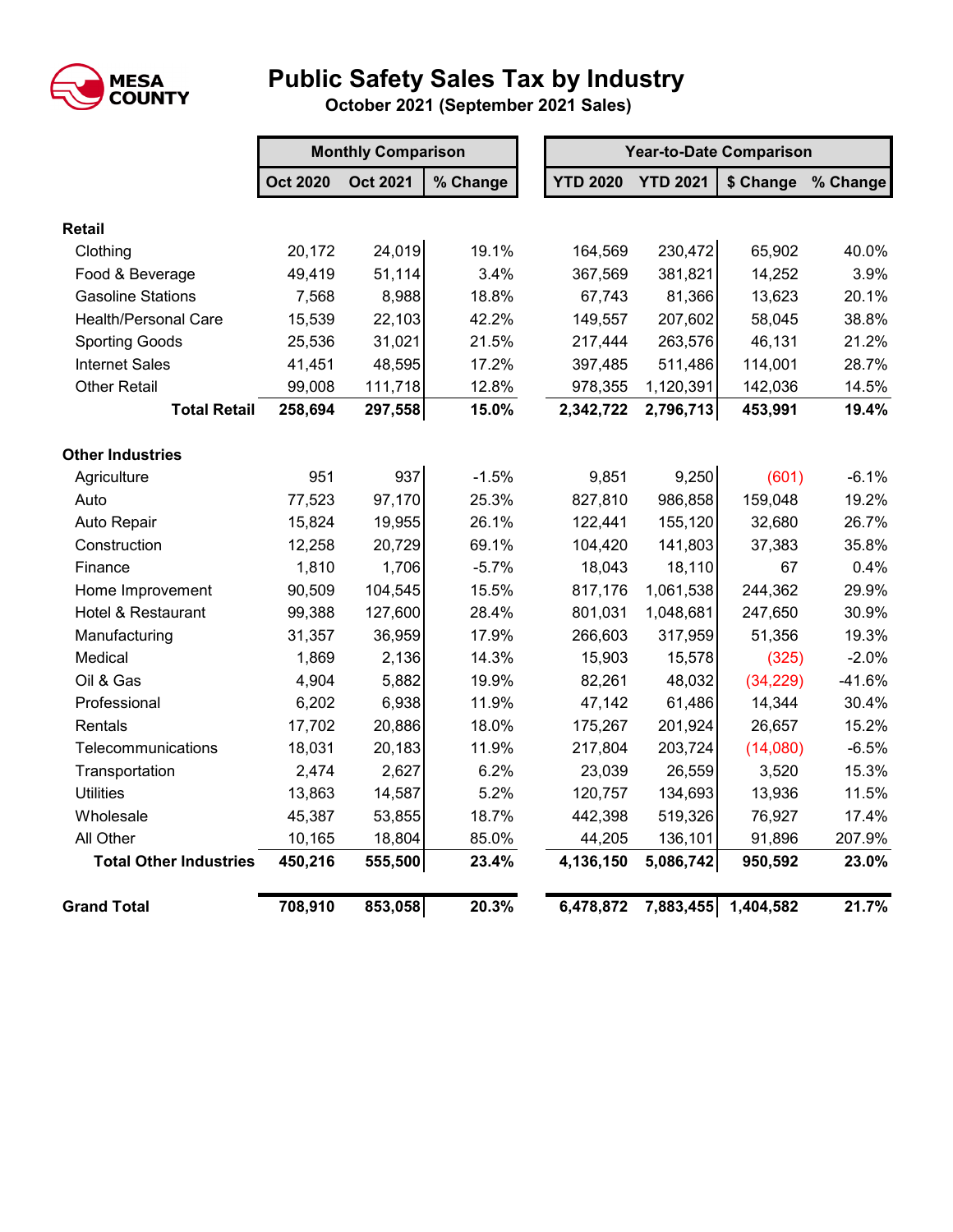MESA COUNTY

# Public Safety Sales Tax by Industry

**October 2021 (September 2021 Sales)**

| | Monthly Comparison | | | Year-to-Date Comparison | | | |
|---|---|---|---|---|---|---|---|
| | Oct 2020 | Oct 2021 | % Change | YTD 2020 | YTD 2021 | $ Change | % Change |
| **Retail** | | | | | | | |
| Clothing | 20,172 | 24,019 | 19.1% | 164,569 | 230,472 | 65,902 | 40.0% |
| Food & Beverage | 49,419 | 51,114 | 3.4% | 367,569 | 381,821 | 14,252 | 3.9% |
| Gasoline Stations | 7,568 | 8,988 | 18.8% | 67,743 | 81,366 | 13,623 | 20.1% |
| Health/Personal Care | 15,539 | 22,103 | 42.2% | 149,557 | 207,602 | 58,045 | 38.8% |
| Sporting Goods | 25,536 | 31,021 | 21.5% | 217,444 | 263,576 | 46,131 | 21.2% |
| Internet Sales | 41,451 | 48,595 | 17.2% | 397,485 | 511,486 | 114,001 | 28.7% |
| Other Retail | 99,008 | 111,718 | 12.8% | 978,355 | 1,120,391 | 142,036 | 14.5% |
| **Total Retail** | **258,694** | **297,558** | **15.0%** | **2,342,722** | **2,796,713** | **453,991** | **19.4%** |
| **Other Industries** | | | | | | | |
| Agriculture | 951 | 937 | -1.5% | 9,851 | 9,250 | (601) | -6.1% |
| Auto | 77,523 | 97,170 | 25.3% | 827,810 | 986,858 | 159,048 | 19.2% |
| Auto Repair | 15,824 | 19,955 | 26.1% | 122,441 | 155,120 | 32,680 | 26.7% |
| Construction | 12,258 | 20,729 | 69.1% | 104,420 | 141,803 | 37,383 | 35.8% |
| Finance | 1,810 | 1,706 | -5.7% | 18,043 | 18,110 | 67 | 0.4% |
| Home Improvement | 90,509 | 104,545 | 15.5% | 817,176 | 1,061,538 | 244,362 | 29.9% |
| Hotel & Restaurant | 99,388 | 127,600 | 28.4% | 801,031 | 1,048,681 | 247,650 | 30.9% |
| Manufacturing | 31,357 | 36,959 | 17.9% | 266,603 | 317,959 | 51,356 | 19.3% |
| Medical | 1,869 | 2,136 | 14.3% | 15,903 | 15,578 | (325) | -2.0% |
| Oil & Gas | 4,904 | 5,882 | 19.9% | 82,261 | 48,032 | (34,229) | -41.6% |
| Professional | 6,202 | 6,938 | 11.9% | 47,142 | 61,486 | 14,344 | 30.4% |
| Rentals | 17,702 | 20,886 | 18.0% | 175,267 | 201,924 | 26,657 | 15.2% |
| Telecommunications | 18,031 | 20,183 | 11.9% | 217,804 | 203,724 | (14,080) | -6.5% |
| Transportation | 2,474 | 2,627 | 6.2% | 23,039 | 26,559 | 3,520 | 15.3% |
| Utilities | 13,863 | 14,587 | 5.2% | 120,757 | 134,693 | 13,936 | 11.5% |
| Wholesale | 45,387 | 53,855 | 18.7% | 442,398 | 519,326 | 76,927 | 17.4% |
| All Other | 10,165 | 18,804 | 85.0% | 44,205 | 136,101 | 91,896 | 207.9% |
| **Total Other Industries** | **450,216** | **555,500** | **23.4%** | **4,136,150** | **5,086,742** | **950,592** | **23.0%** |
| **Grand Total** | **708,910** | **853,058** | **20.3%** | **6,478,872** | **7,883,455** | **1,404,582** | **21.7%** |